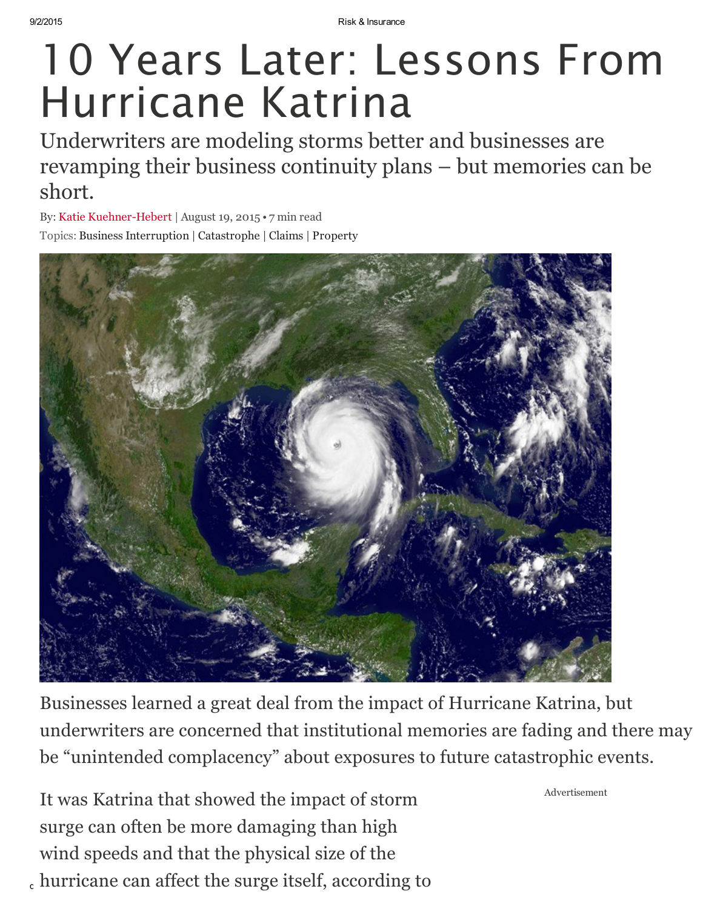# 10 Years Later: Lessons From Hurricane Katrina

## Underwriters are modeling storms better and businesses are revamping their business continuity plans – but memories can be short.

By: Katie Kuehner-Hebert | August 19, 2015 • 7 min read

Topics: Business Interruption | Catastrophe | Claims | Property

Businesses learned a great deal from the impact of Hurricane Katrina, but underwriters are concerned that institutional memories are fading and there may be "unintended complacency" about exposures to future catastrophic events.

Advertisement

It was Katrina that showed the impact of storm surge can often be more damaging than high wind speeds and that the physical size of the hurricane can affect the surge itself, according to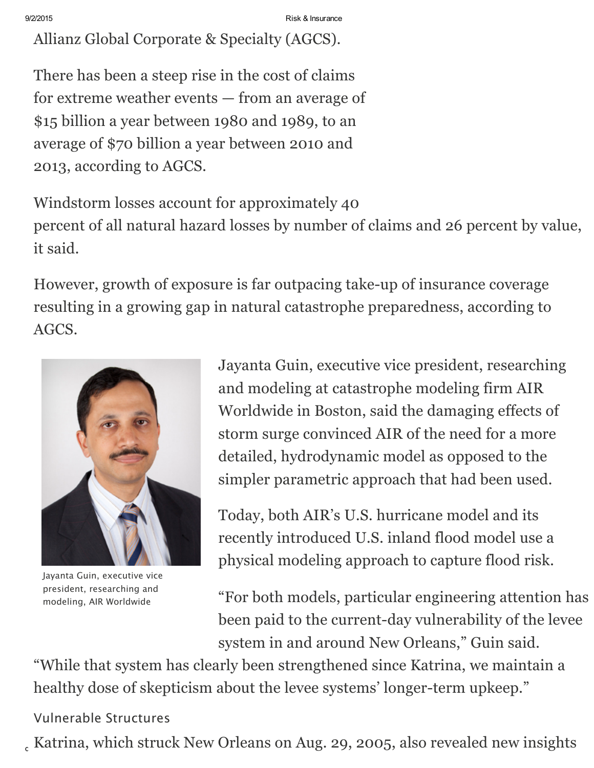Allianz Global Corporate & Specialty (AGCS).

There has been a steep rise in the cost of claims for extreme weather events — from an average of $15 billion a year between 1980 and 1989, to an average of $70 billion a year between 2010 and 2013, according to AGCS.

Windstorm losses account for approximately 40 percent of all natural hazard losses by number of claims and 26 percent by value, it said.

However, growth of exposure is far outpacing take-up of insurance coverage resulting in a growing gap in natural catastrophe preparedness, according to AGCS.

Jayanta Guin, executive vice president, researching and modeling, AIR Worldwide

Jayanta Guin, executive vice president, researching and modeling at catastrophe modeling firm AIR Worldwide in Boston, said the damaging effects of storm surge convinced AIR of the need for a more detailed, hydrodynamic model as opposed to the simpler parametric approach that had been used.

Today, both AIR's U.S. hurricane model and its recently introduced U.S. inland flood model use a physical modeling approach to capture flood risk.

"For both models, particular engineering attention has been paid to the current-day vulnerability of the levee system in and around New Orleans," Guin said. "While that system has clearly been strengthened since Katrina, we maintain a healthy dose of skepticism about the levee systems' longer-term upkeep."

## Vulnerable Structures

Katrina, which struck New Orleans on Aug. 29, 2005, also revealed new insights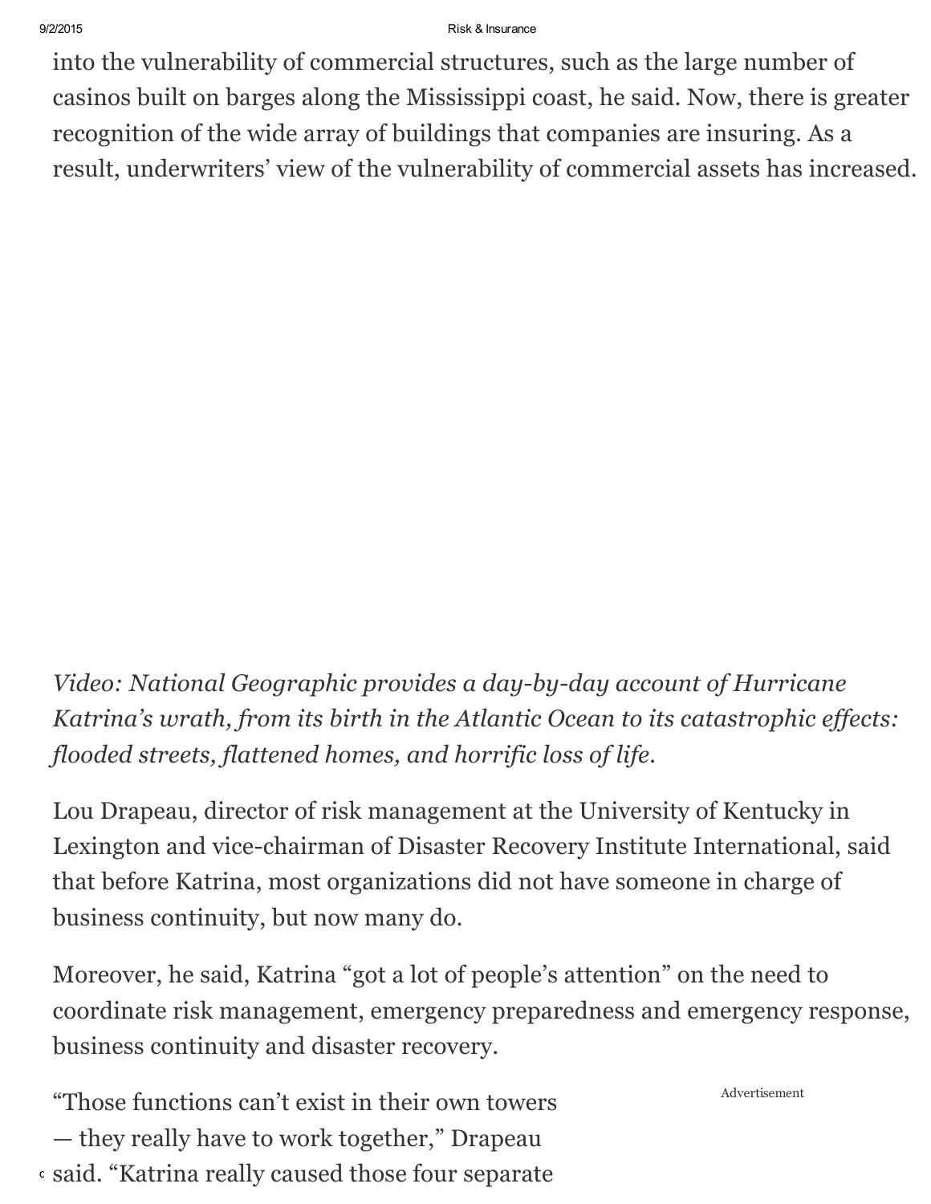into the vulnerability of commercial structures, such as the large number of casinos built on barges along the Mississippi coast, he said. Now, there is greater recognition of the wide array of buildings that companies are insuring. As a result, underwriters' view of the vulnerability of commercial assets has increased.

*Video: National Geographic provides a day-by-day account of Hurricane Katrina's wrath, from its birth in the Atlantic Ocean to its catastrophic effects: flooded streets, flattened homes, and horrific loss of life.*

Lou Drapeau, director of risk management at the University of Kentucky in Lexington and vice-chairman of Disaster Recovery Institute International, said that before Katrina, most organizations did not have someone in charge of business continuity, but now many do.

Moreover, he said, Katrina "got a lot of people's attention" on the need to coordinate risk management, emergency preparedness and emergency response, business continuity and disaster recovery.

Advertisement

"Those functions can't exist in their own towers — they really have to work together," Drapeau said. "Katrina really caused those four separate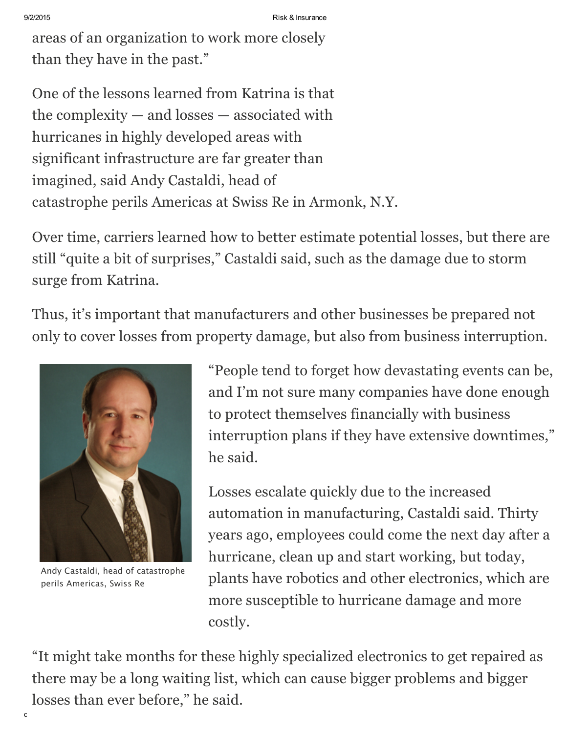areas of an organization to work more closely than they have in the past."

One of the lessons learned from Katrina is that the complexity — and losses — associated with hurricanes in highly developed areas with significant infrastructure are far greater than imagined, said Andy Castaldi, head of catastrophe perils Americas at Swiss Re in Armonk, N.Y.

Over time, carriers learned how to better estimate potential losses, but there are still "quite a bit of surprises," Castaldi said, such as the damage due to storm surge from Katrina.

Thus, it's important that manufacturers and other businesses be prepared not only to cover losses from property damage, but also from business interruption.

Andy Castaldi, head of catastrophe perils Americas, Swiss Re

"People tend to forget how devastating events can be, and I'm not sure many companies have done enough to protect themselves financially with business interruption plans if they have extensive downtimes," he said.

Losses escalate quickly due to the increased automation in manufacturing, Castaldi said. Thirty years ago, employees could come the next day after a hurricane, clean up and start working, but today, plants have robotics and other electronics, which are more susceptible to hurricane damage and more costly.

"It might take months for these highly specialized electronics to get repaired as there may be a long waiting list, which can cause bigger problems and bigger losses than ever before," he said.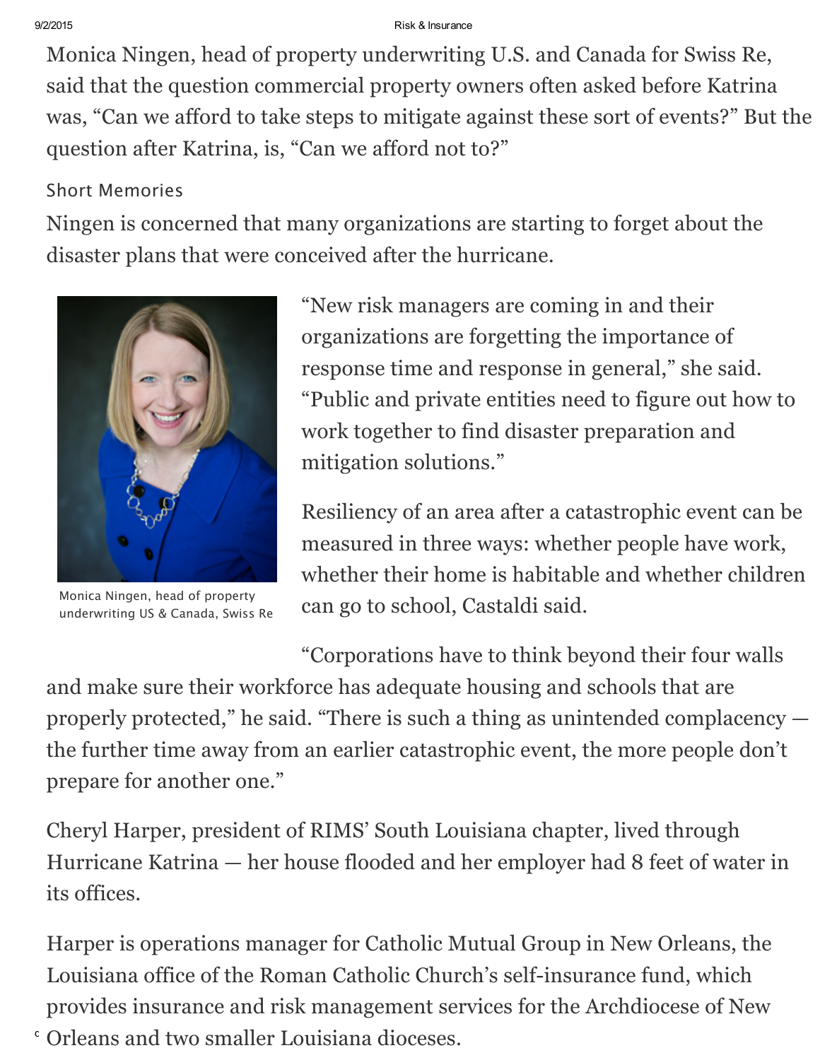Monica Ningen, head of property underwriting U.S. and Canada for Swiss Re, said that the question commercial property owners often asked before Katrina was, "Can we afford to take steps to mitigate against these sort of events?" But the question after Katrina, is, "Can we afford not to?"

### Short Memories

Ningen is concerned that many organizations are starting to forget about the disaster plans that were conceived after the hurricane.

Monica Ningen, head of property underwriting US & Canada, Swiss Re

"New risk managers are coming in and their organizations are forgetting the importance of response time and response in general," she said. "Public and private entities need to figure out how to work together to find disaster preparation and mitigation solutions."

Resiliency of an area after a catastrophic event can be measured in three ways: whether people have work, whether their home is habitable and whether children can go to school, Castaldi said.

"Corporations have to think beyond their four walls and make sure their workforce has adequate housing and schools that are properly protected," he said. "There is such a thing as unintended complacency — the further time away from an earlier catastrophic event, the more people don't prepare for another one."

Cheryl Harper, president of RIMS' South Louisiana chapter, lived through Hurricane Katrina — her house flooded and her employer had 8 feet of water in its offices.

Harper is operations manager for Catholic Mutual Group in New Orleans, the Louisiana office of the Roman Catholic Church's self-insurance fund, which provides insurance and risk management services for the Archdiocese of New Orleans and two smaller Louisiana dioceses.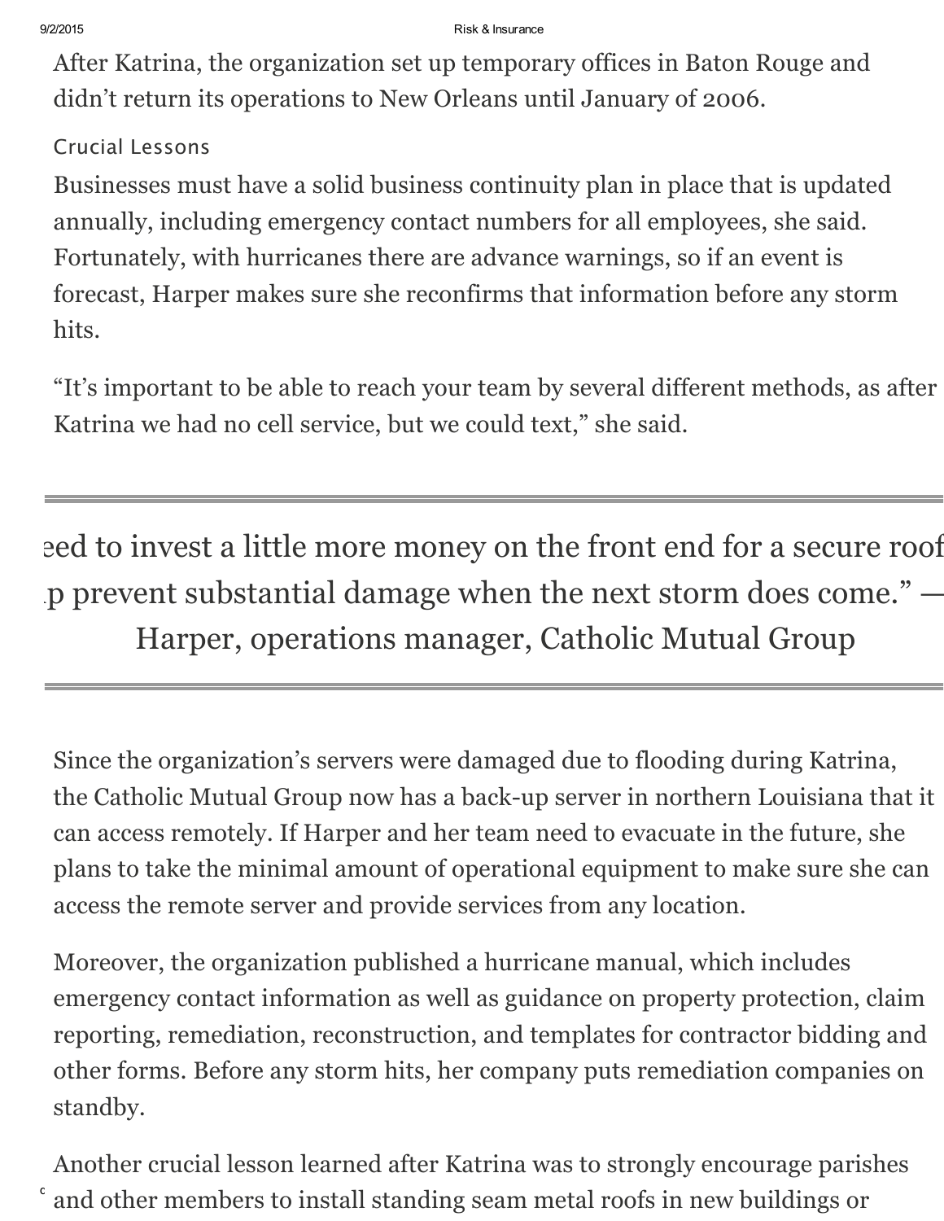After Katrina, the organization set up temporary offices in Baton Rouge and didn't return its operations to New Orleans until January of 2006.

### Crucial Lessons

Businesses must have a solid business continuity plan in place that is updated annually, including emergency contact numbers for all employees, she said. Fortunately, with hurricanes there are advance warnings, so if an event is forecast, Harper makes sure she reconfirms that information before any storm hits.

"It's important to be able to reach your team by several different methods, as after Katrina we had no cell service, but we could text," she said.

---

> eed to invest a little more money on the front end for a secure roof p prevent substantial damage when the next storm does come." — Harper, operations manager, Catholic Mutual Group

---

Since the organization's servers were damaged due to flooding during Katrina, the Catholic Mutual Group now has a back-up server in northern Louisiana that it can access remotely. If Harper and her team need to evacuate in the future, she plans to take the minimal amount of operational equipment to make sure she can access the remote server and provide services from any location.

Moreover, the organization published a hurricane manual, which includes emergency contact information as well as guidance on property protection, claim reporting, remediation, reconstruction, and templates for contractor bidding and other forms. Before any storm hits, her company puts remediation companies on standby.

Another crucial lesson learned after Katrina was to strongly encourage parishes and other members to install standing seam metal roofs in new buildings or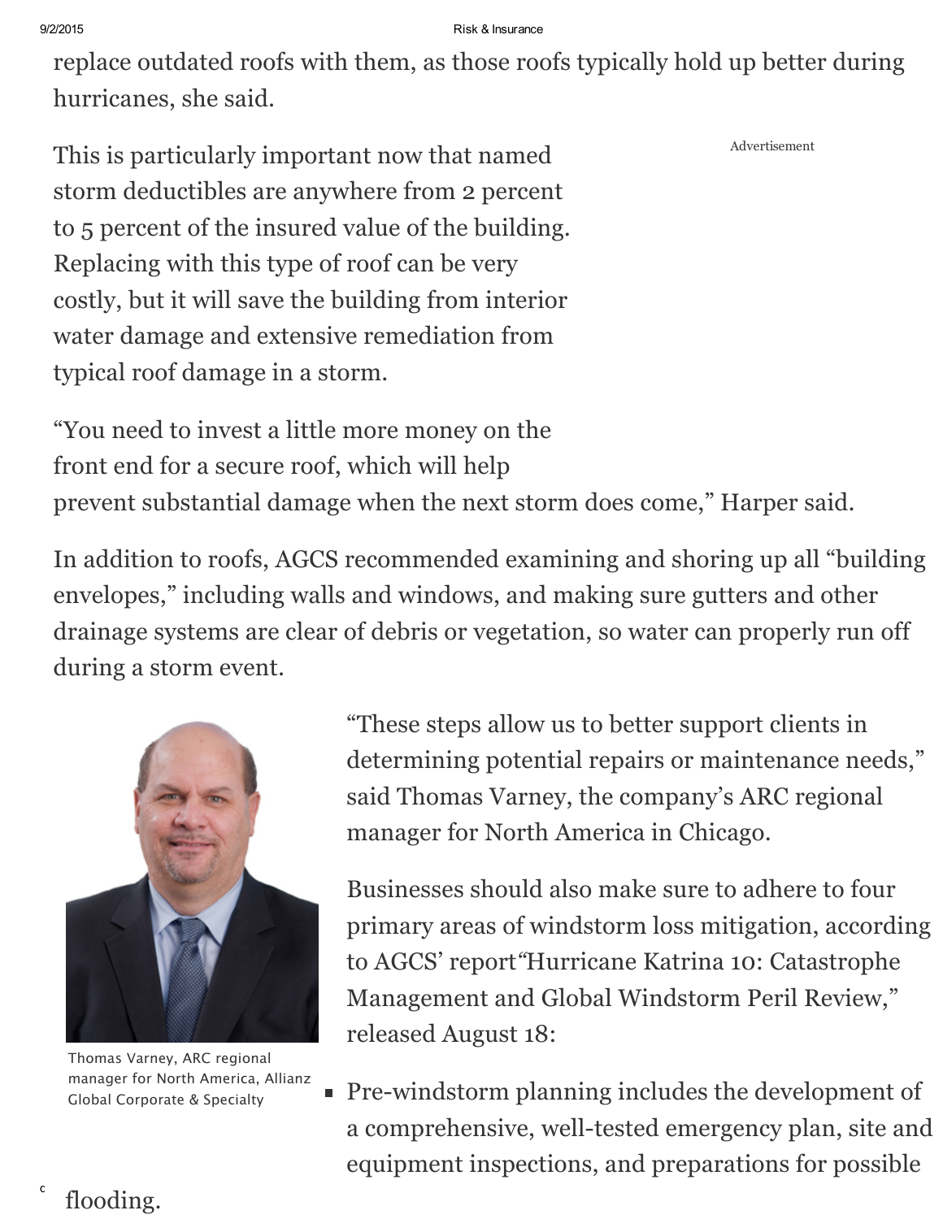replace outdated roofs with them, as those roofs typically hold up better during hurricanes, she said.

This is particularly important now that named storm deductibles are anywhere from 2 percent to 5 percent of the insured value of the building. Replacing with this type of roof can be very costly, but it will save the building from interior water damage and extensive remediation from typical roof damage in a storm.

Advertisement

"You need to invest a little more money on the front end for a secure roof, which will help prevent substantial damage when the next storm does come," Harper said.

In addition to roofs, AGCS recommended examining and shoring up all "building envelopes," including walls and windows, and making sure gutters and other drainage systems are clear of debris or vegetation, so water can properly run off during a storm event.

Thomas Varney, ARC regional manager for North America, Allianz Global Corporate & Specialty

"These steps allow us to better support clients in determining potential repairs or maintenance needs," said Thomas Varney, the company's ARC regional manager for North America in Chicago.

Businesses should also make sure to adhere to four primary areas of windstorm loss mitigation, according to AGCS' report "Hurricane Katrina 10: Catastrophe Management and Global Windstorm Peril Review," released August 18:

- Pre-windstorm planning includes the development of a comprehensive, well-tested emergency plan, site and equipment inspections, and preparations for possible flooding.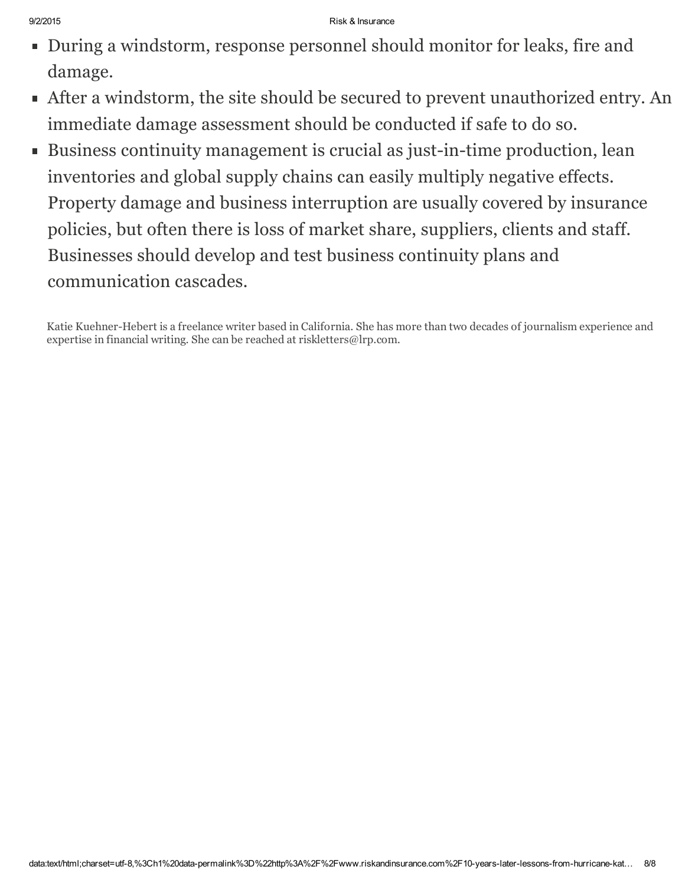- During a windstorm, response personnel should monitor for leaks, fire and damage.
- After a windstorm, the site should be secured to prevent unauthorized entry. An immediate damage assessment should be conducted if safe to do so.
- Business continuity management is crucial as just-in-time production, lean inventories and global supply chains can easily multiply negative effects. Property damage and business interruption are usually covered by insurance policies, but often there is loss of market share, suppliers, clients and staff. Businesses should develop and test business continuity plans and communication cascades.

Katie Kuehner-Hebert is a freelance writer based in California. She has more than two decades of journalism experience and expertise in financial writing. She can be reached at riskletters@lrp.com.